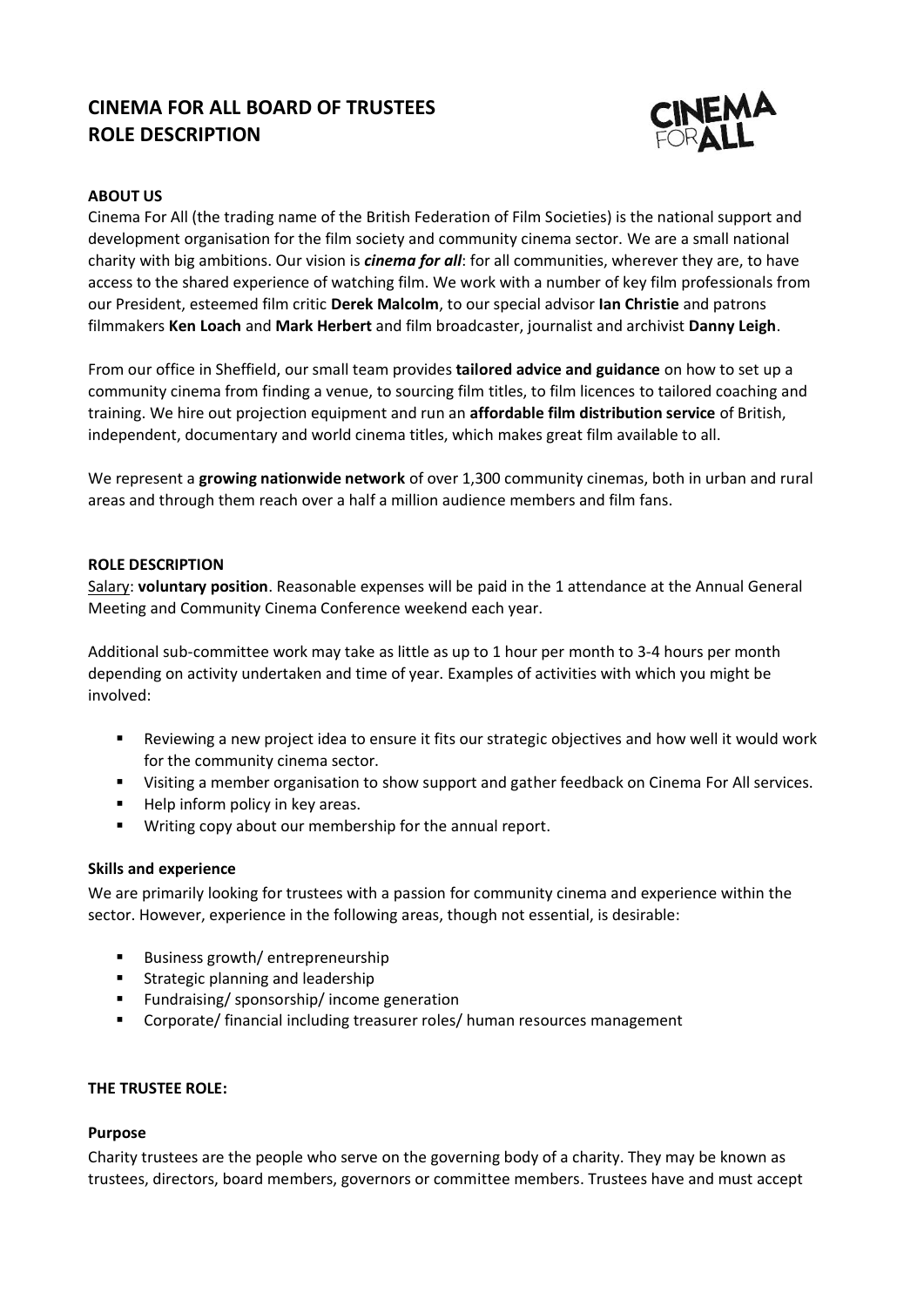# CINEMA FOR ALL BOARD OF TRUSTEES
# ROLE DESCRIPTION

**ABOUT US**

Cinema For All (the trading name of the British Federation of Film Societies) is the national support and development organisation for the film society and community cinema sector. We are a small national charity with big ambitions. Our vision is ***cinema for all***: for all communities, wherever they are, to have access to the shared experience of watching film. We work with a number of key film professionals from our President, esteemed film critic **Derek Malcolm**, to our special advisor **Ian Christie** and patrons filmmakers **Ken Loach** and **Mark Herbert** and film broadcaster, journalist and archivist **Danny Leigh**.

From our office in Sheffield, our small team provides **tailored advice and guidance** on how to set up a community cinema from finding a venue, to sourcing film titles, to film licences to tailored coaching and training. We hire out projection equipment and run an **affordable film distribution service** of British, independent, documentary and world cinema titles, which makes great film available to all.

We represent a **growing nationwide network** of over 1,300 community cinemas, both in urban and rural areas and through them reach over a half a million audience members and film fans.

**ROLE DESCRIPTION**

Salary: **voluntary position**. Reasonable expenses will be paid in the 1 attendance at the Annual General Meeting and Community Cinema Conference weekend each year.

Additional sub-committee work may take as little as up to 1 hour per month to 3-4 hours per month depending on activity undertaken and time of year. Examples of activities with which you might be involved:

- Reviewing a new project idea to ensure it fits our strategic objectives and how well it would work for the community cinema sector.
- Visiting a member organisation to show support and gather feedback on Cinema For All services.
- Help inform policy in key areas.
- Writing copy about our membership for the annual report.

**Skills and experience**

We are primarily looking for trustees with a passion for community cinema and experience within the sector. However, experience in the following areas, though not essential, is desirable:

- Business growth/ entrepreneurship
- Strategic planning and leadership
- Fundraising/ sponsorship/ income generation
- Corporate/ financial including treasurer roles/ human resources management

**THE TRUSTEE ROLE:**

**Purpose**

Charity trustees are the people who serve on the governing body of a charity. They may be known as trustees, directors, board members, governors or committee members. Trustees have and must accept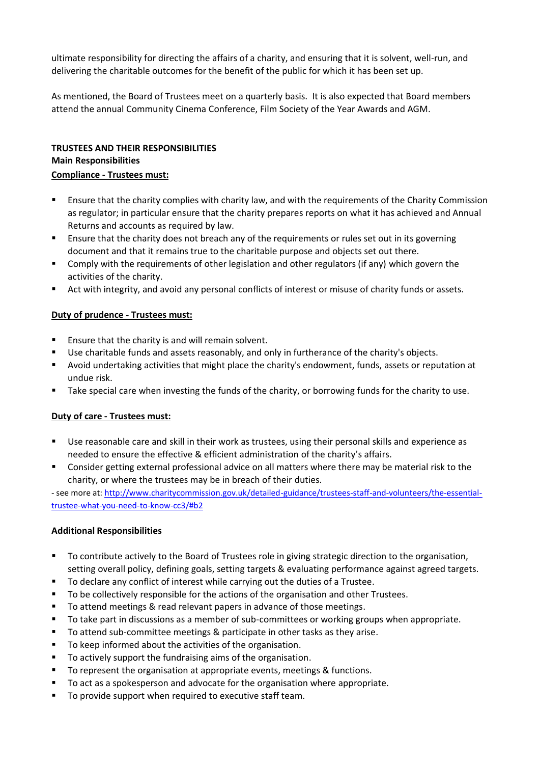ultimate responsibility for directing the affairs of a charity, and ensuring that it is solvent, well-run, and delivering the charitable outcomes for the benefit of the public for which it has been set up.

As mentioned, the Board of Trustees meet on a quarterly basis. It is also expected that Board members attend the annual Community Cinema Conference, Film Society of the Year Awards and AGM.

**TRUSTEES AND THEIR RESPONSIBILITIES**

**Main Responsibilities**

**Compliance - Trustees must:**

- Ensure that the charity complies with charity law, and with the requirements of the Charity Commission as regulator; in particular ensure that the charity prepares reports on what it has achieved and Annual Returns and accounts as required by law.
- Ensure that the charity does not breach any of the requirements or rules set out in its governing document and that it remains true to the charitable purpose and objects set out there.
- Comply with the requirements of other legislation and other regulators (if any) which govern the activities of the charity.
- Act with integrity, and avoid any personal conflicts of interest or misuse of charity funds or assets.

**Duty of prudence - Trustees must:**

- Ensure that the charity is and will remain solvent.
- Use charitable funds and assets reasonably, and only in furtherance of the charity's objects.
- Avoid undertaking activities that might place the charity's endowment, funds, assets or reputation at undue risk.
- Take special care when investing the funds of the charity, or borrowing funds for the charity to use.

**Duty of care - Trustees must:**

- Use reasonable care and skill in their work as trustees, using their personal skills and experience as needed to ensure the effective & efficient administration of the charity's affairs.
- Consider getting external professional advice on all matters where there may be material risk to the charity, or where the trustees may be in breach of their duties.

- see more at: [http://www.charitycommission.gov.uk/detailed-guidance/trustees-staff-and-volunteers/the-essential-trustee-what-you-need-to-know-cc3/#b2](http://www.charitycommission.gov.uk/detailed-guidance/trustees-staff-and-volunteers/the-essential-trustee-what-you-need-to-know-cc3/#b2)

**Additional Responsibilities**

- To contribute actively to the Board of Trustees role in giving strategic direction to the organisation, setting overall policy, defining goals, setting targets & evaluating performance against agreed targets.
- To declare any conflict of interest while carrying out the duties of a Trustee.
- To be collectively responsible for the actions of the organisation and other Trustees.
- To attend meetings & read relevant papers in advance of those meetings.
- To take part in discussions as a member of sub-committees or working groups when appropriate.
- To attend sub-committee meetings & participate in other tasks as they arise.
- To keep informed about the activities of the organisation.
- To actively support the fundraising aims of the organisation.
- To represent the organisation at appropriate events, meetings & functions.
- To act as a spokesperson and advocate for the organisation where appropriate.
- To provide support when required to executive staff team.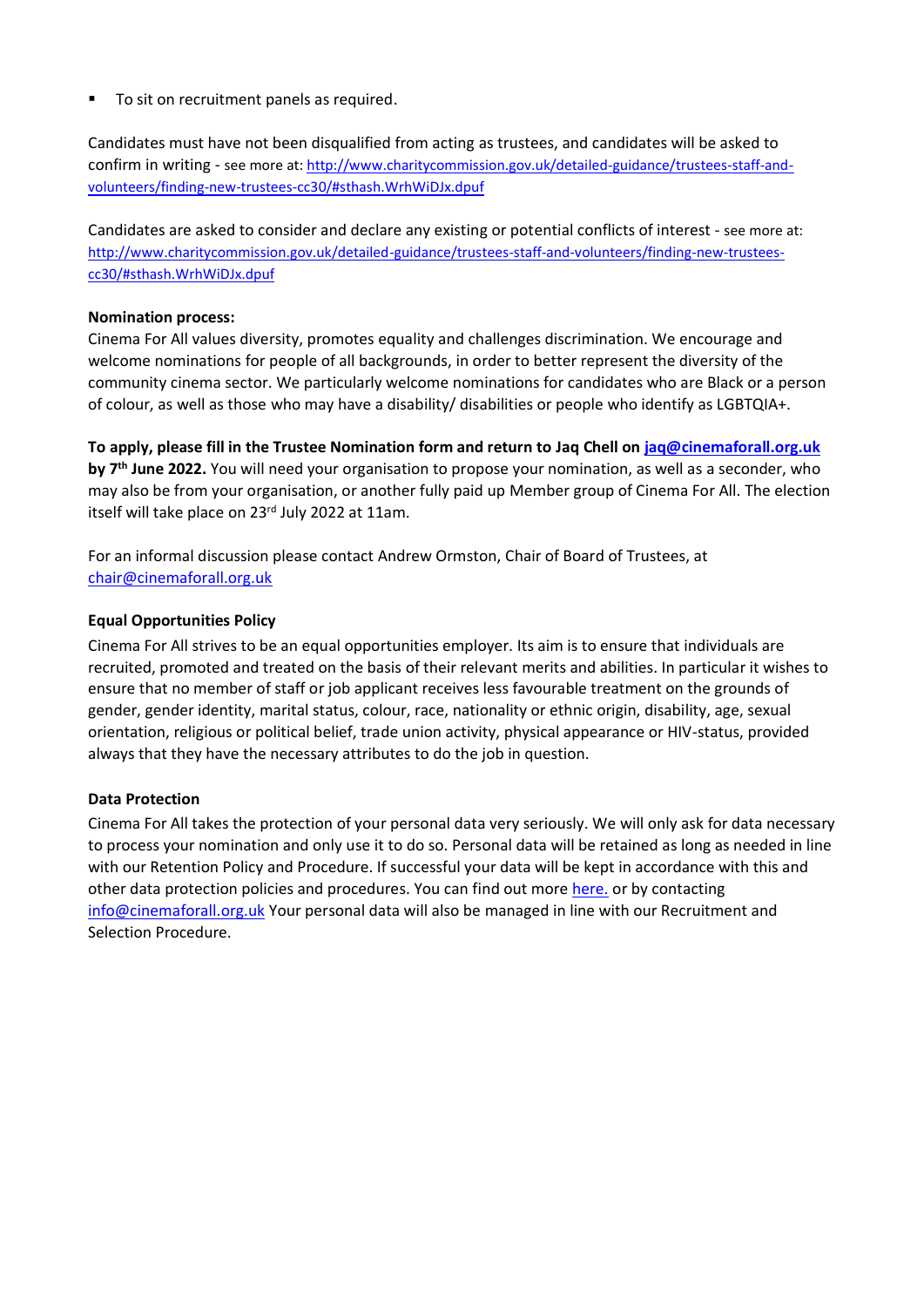- To sit on recruitment panels as required.

Candidates must have not been disqualified from acting as trustees, and candidates will be asked to confirm in writing - see more at: http://www.charitycommission.gov.uk/detailed-guidance/trustees-staff-and-volunteers/finding-new-trustees-cc30/#sthash.WrhWiDJx.dpuf

Candidates are asked to consider and declare any existing or potential conflicts of interest - see more at: http://www.charitycommission.gov.uk/detailed-guidance/trustees-staff-and-volunteers/finding-new-trustees-cc30/#sthash.WrhWiDJx.dpuf

**Nomination process:**
Cinema For All values diversity, promotes equality and challenges discrimination. We encourage and welcome nominations for people of all backgrounds, in order to better represent the diversity of the community cinema sector. We particularly welcome nominations for candidates who are Black or a person of colour, as well as those who may have a disability/ disabilities or people who identify as LGBTQIA+.

**To apply, please fill in the Trustee Nomination form and return to Jaq Chell on jaq@cinemaforall.org.uk by 7th June 2022.** You will need your organisation to propose your nomination, as well as a seconder, who may also be from your organisation, or another fully paid up Member group of Cinema For All. The election itself will take place on 23rd July 2022 at 11am.

For an informal discussion please contact Andrew Ormston, Chair of Board of Trustees, at chair@cinemaforall.org.uk

**Equal Opportunities Policy**
Cinema For All strives to be an equal opportunities employer. Its aim is to ensure that individuals are recruited, promoted and treated on the basis of their relevant merits and abilities. In particular it wishes to ensure that no member of staff or job applicant receives less favourable treatment on the grounds of gender, gender identity, marital status, colour, race, nationality or ethnic origin, disability, age, sexual orientation, religious or political belief, trade union activity, physical appearance or HIV-status, provided always that they have the necessary attributes to do the job in question.

**Data Protection**
Cinema For All takes the protection of your personal data very seriously. We will only ask for data necessary to process your nomination and only use it to do so. Personal data will be retained as long as needed in line with our Retention Policy and Procedure. If successful your data will be kept in accordance with this and other data protection policies and procedures. You can find out more here. or by contacting info@cinemaforall.org.uk Your personal data will also be managed in line with our Recruitment and Selection Procedure.